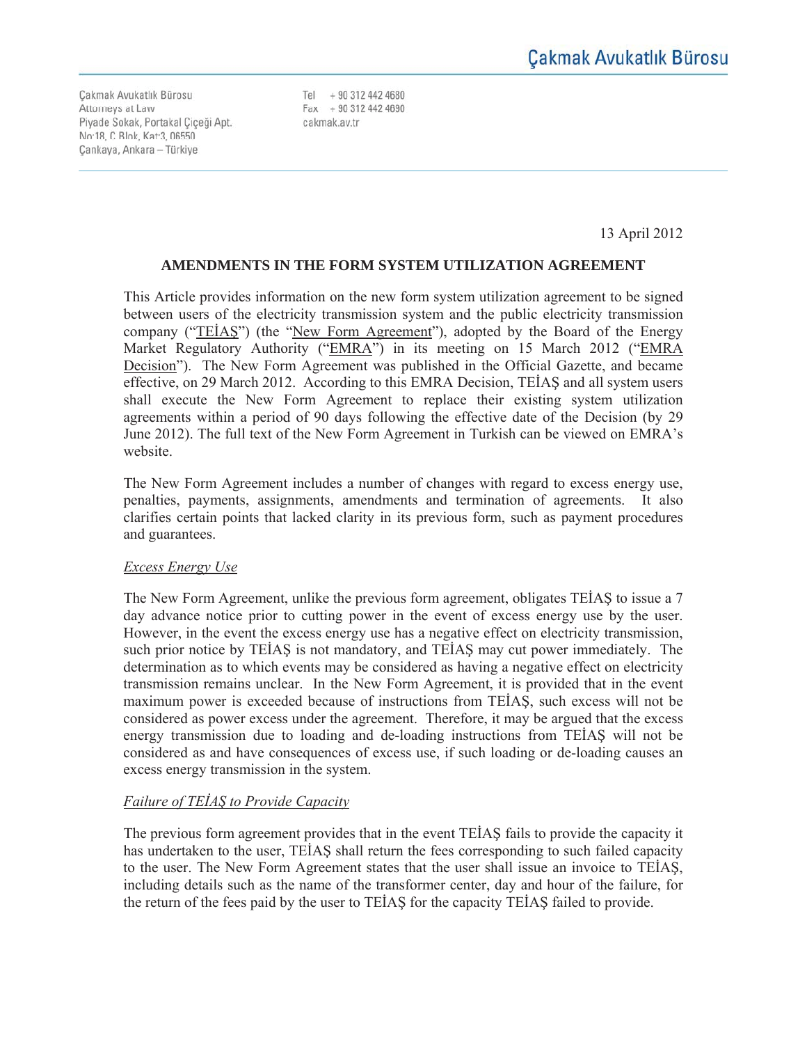Çakmak Avukatlık Bürosu

Çakmak Avukatlık Bürosu
Attorneys at Law
Piyade Sokak, Portakal Çiçeği Apt.
No:18, C Blok, Kat:3, 06550
Çankaya, Ankara – Türkiye

Tel + 90 312 442 4680
Fax + 90 312 442 4690
cakmak.av.tr

13 April 2012

**AMENDMENTS IN THE FORM SYSTEM UTILIZATION AGREEMENT**

This Article provides information on the new form system utilization agreement to be signed between users of the electricity transmission system and the public electricity transmission company ("TEİAŞ") (the "New Form Agreement"), adopted by the Board of the Energy Market Regulatory Authority ("EMRA") in its meeting on 15 March 2012 ("EMRA Decision"). The New Form Agreement was published in the Official Gazette, and became effective, on 29 March 2012. According to this EMRA Decision, TEİAŞ and all system users shall execute the New Form Agreement to replace their existing system utilization agreements within a period of 90 days following the effective date of the Decision (by 29 June 2012). The full text of the New Form Agreement in Turkish can be viewed on EMRA's website.

The New Form Agreement includes a number of changes with regard to excess energy use, penalties, payments, assignments, amendments and termination of agreements. It also clarifies certain points that lacked clarity in its previous form, such as payment procedures and guarantees.

*Excess Energy Use*

The New Form Agreement, unlike the previous form agreement, obligates TEİAŞ to issue a 7 day advance notice prior to cutting power in the event of excess energy use by the user. However, in the event the excess energy use has a negative effect on electricity transmission, such prior notice by TEİAŞ is not mandatory, and TEİAŞ may cut power immediately. The determination as to which events may be considered as having a negative effect on electricity transmission remains unclear. In the New Form Agreement, it is provided that in the event maximum power is exceeded because of instructions from TEİAŞ, such excess will not be considered as power excess under the agreement. Therefore, it may be argued that the excess energy transmission due to loading and de-loading instructions from TEİAŞ will not be considered as and have consequences of excess use, if such loading or de-loading causes an excess energy transmission in the system.

*Failure of TEİAŞ to Provide Capacity*

The previous form agreement provides that in the event TEİAŞ fails to provide the capacity it has undertaken to the user, TEİAŞ shall return the fees corresponding to such failed capacity to the user. The New Form Agreement states that the user shall issue an invoice to TEİAŞ, including details such as the name of the transformer center, day and hour of the failure, for the return of the fees paid by the user to TEİAŞ for the capacity TEİAŞ failed to provide.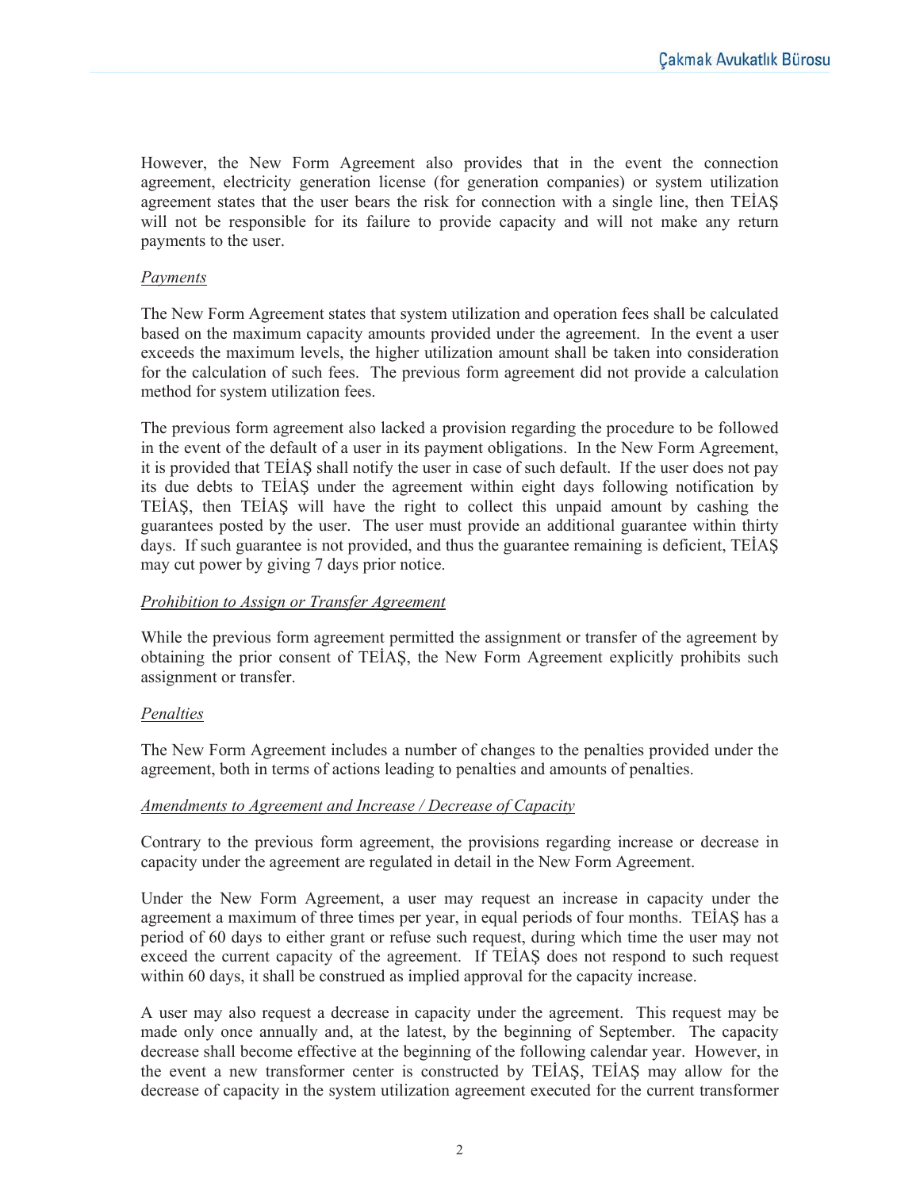However, the New Form Agreement also provides that in the event the connection agreement, electricity generation license (for generation companies) or system utilization agreement states that the user bears the risk for connection with a single line, then TEİAŞ will not be responsible for its failure to provide capacity and will not make any return payments to the user.

*Payments*

The New Form Agreement states that system utilization and operation fees shall be calculated based on the maximum capacity amounts provided under the agreement. In the event a user exceeds the maximum levels, the higher utilization amount shall be taken into consideration for the calculation of such fees. The previous form agreement did not provide a calculation method for system utilization fees.

The previous form agreement also lacked a provision regarding the procedure to be followed in the event of the default of a user in its payment obligations. In the New Form Agreement, it is provided that TEİAŞ shall notify the user in case of such default. If the user does not pay its due debts to TEİAŞ under the agreement within eight days following notification by TEİAŞ, then TEİAŞ will have the right to collect this unpaid amount by cashing the guarantees posted by the user. The user must provide an additional guarantee within thirty days. If such guarantee is not provided, and thus the guarantee remaining is deficient, TEİAŞ may cut power by giving 7 days prior notice.

*Prohibition to Assign or Transfer Agreement*

While the previous form agreement permitted the assignment or transfer of the agreement by obtaining the prior consent of TEİAŞ, the New Form Agreement explicitly prohibits such assignment or transfer.

*Penalties*

The New Form Agreement includes a number of changes to the penalties provided under the agreement, both in terms of actions leading to penalties and amounts of penalties.

*Amendments to Agreement and Increase / Decrease of Capacity*

Contrary to the previous form agreement, the provisions regarding increase or decrease in capacity under the agreement are regulated in detail in the New Form Agreement.

Under the New Form Agreement, a user may request an increase in capacity under the agreement a maximum of three times per year, in equal periods of four months. TEİAŞ has a period of 60 days to either grant or refuse such request, during which time the user may not exceed the current capacity of the agreement. If TEİAŞ does not respond to such request within 60 days, it shall be construed as implied approval for the capacity increase.

A user may also request a decrease in capacity under the agreement. This request may be made only once annually and, at the latest, by the beginning of September. The capacity decrease shall become effective at the beginning of the following calendar year. However, in the event a new transformer center is constructed by TEİAŞ, TEİAŞ may allow for the decrease of capacity in the system utilization agreement executed for the current transformer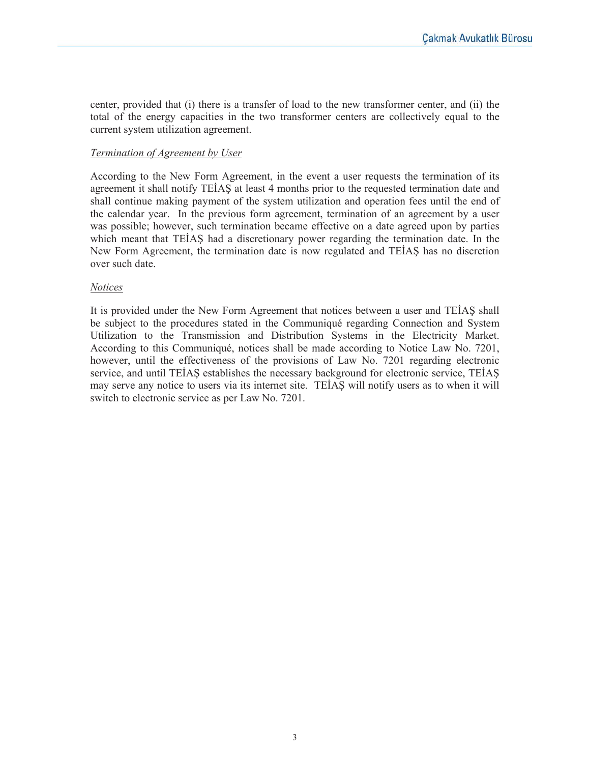center, provided that (i) there is a transfer of load to the new transformer center, and (ii) the total of the energy capacities in the two transformer centers are collectively equal to the current system utilization agreement.

*Termination of Agreement by User*

According to the New Form Agreement, in the event a user requests the termination of its agreement it shall notify TEİAŞ at least 4 months prior to the requested termination date and shall continue making payment of the system utilization and operation fees until the end of the calendar year. In the previous form agreement, termination of an agreement by a user was possible; however, such termination became effective on a date agreed upon by parties which meant that TEİAŞ had a discretionary power regarding the termination date. In the New Form Agreement, the termination date is now regulated and TEİAŞ has no discretion over such date.

*Notices*

It is provided under the New Form Agreement that notices between a user and TEİAŞ shall be subject to the procedures stated in the Communiqué regarding Connection and System Utilization to the Transmission and Distribution Systems in the Electricity Market. According to this Communiqué, notices shall be made according to Notice Law No. 7201, however, until the effectiveness of the provisions of Law No. 7201 regarding electronic service, and until TEİAŞ establishes the necessary background for electronic service, TEİAŞ may serve any notice to users via its internet site. TEİAŞ will notify users as to when it will switch to electronic service as per Law No. 7201.